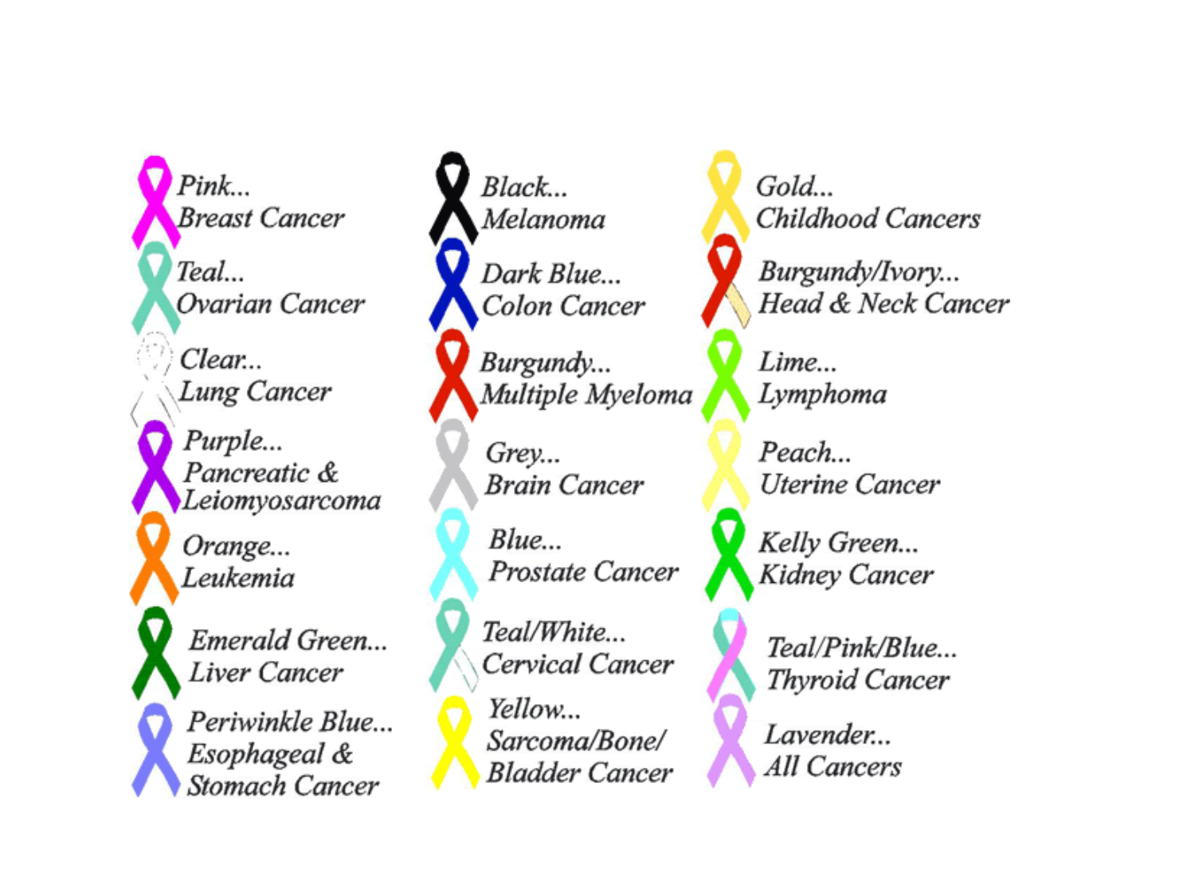Pink...
Breast Cancer

Teal...
Ovarian Cancer

Clear...
Lung Cancer

Purple...
Pancreatic &
Leiomyosarcoma

Orange...
Leukemia

Emerald Green...
Liver Cancer

Periwinkle Blue...
Esophageal &
Stomach Cancer

Black...
Melanoma

Dark Blue...
Colon Cancer

Burgundy...
Multiple Myeloma

Grey...
Brain Cancer

Blue...
Prostate Cancer

Teal/White...
Cervical Cancer

Yellow...
Sarcoma/Bone/
Bladder Cancer

Gold...
Childhood Cancers

Burgundy/Ivory...
Head & Neck Cancer

Lime...
Lymphoma

Peach...
Uterine Cancer

Kelly Green...
Kidney Cancer

Teal/Pink/Blue...
Thyroid Cancer

Lavender...
All Cancers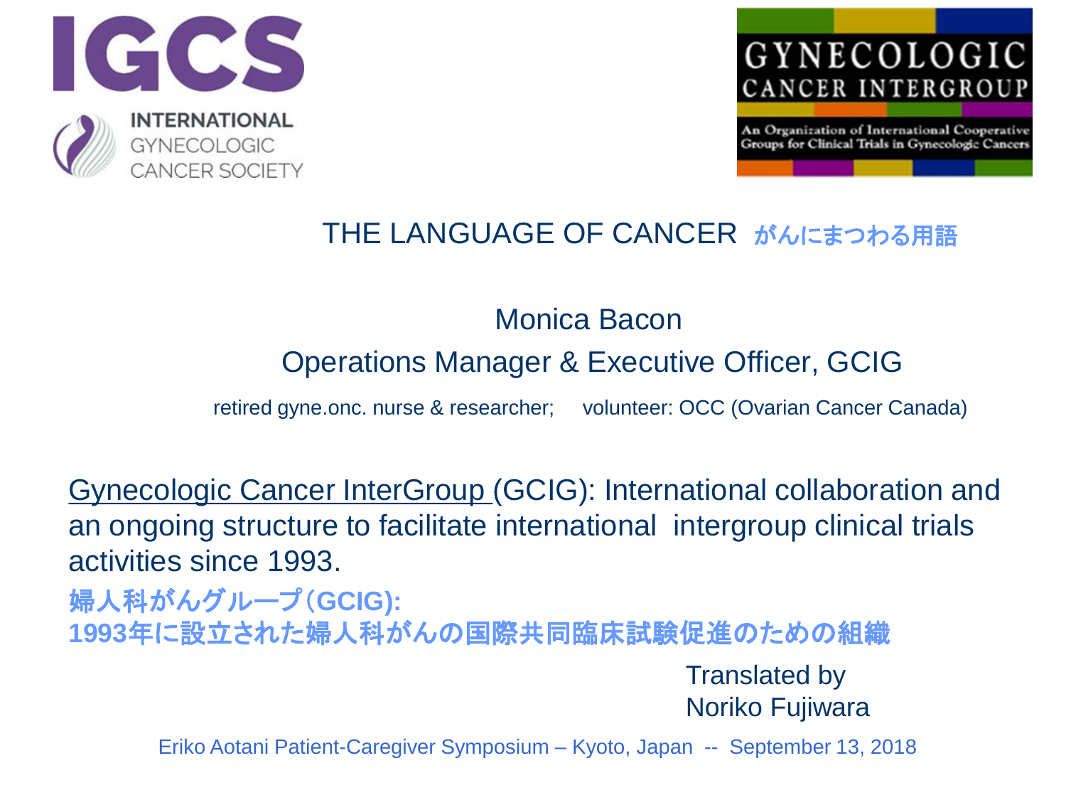IGCS

INTERNATIONAL GYNECOLOGIC CANCER SOCIETY

GYNECOLOGIC CANCER INTERGROUP

An Organization of International Cooperative Groups for Clinical Trials in Gynecologic Cancers

# THE LANGUAGE OF CANCER がんにまつわる用語

Monica Bacon

Operations Manager & Executive Officer, GCIG

retired gyne.onc. nurse & researcher; volunteer: OCC (Ovarian Cancer Canada)

Gynecologic Cancer InterGroup (GCIG): International collaboration and an ongoing structure to facilitate international intergroup clinical trials activities since 1993.

**婦人科がんグループ(GCIG):**
**1993年に設立された婦人科がんの国際共同臨床試験促進のための組織**

Translated by
Noriko Fujiwara

Eriko Aotani Patient-Caregiver Symposium – Kyoto, Japan -- September 13, 2018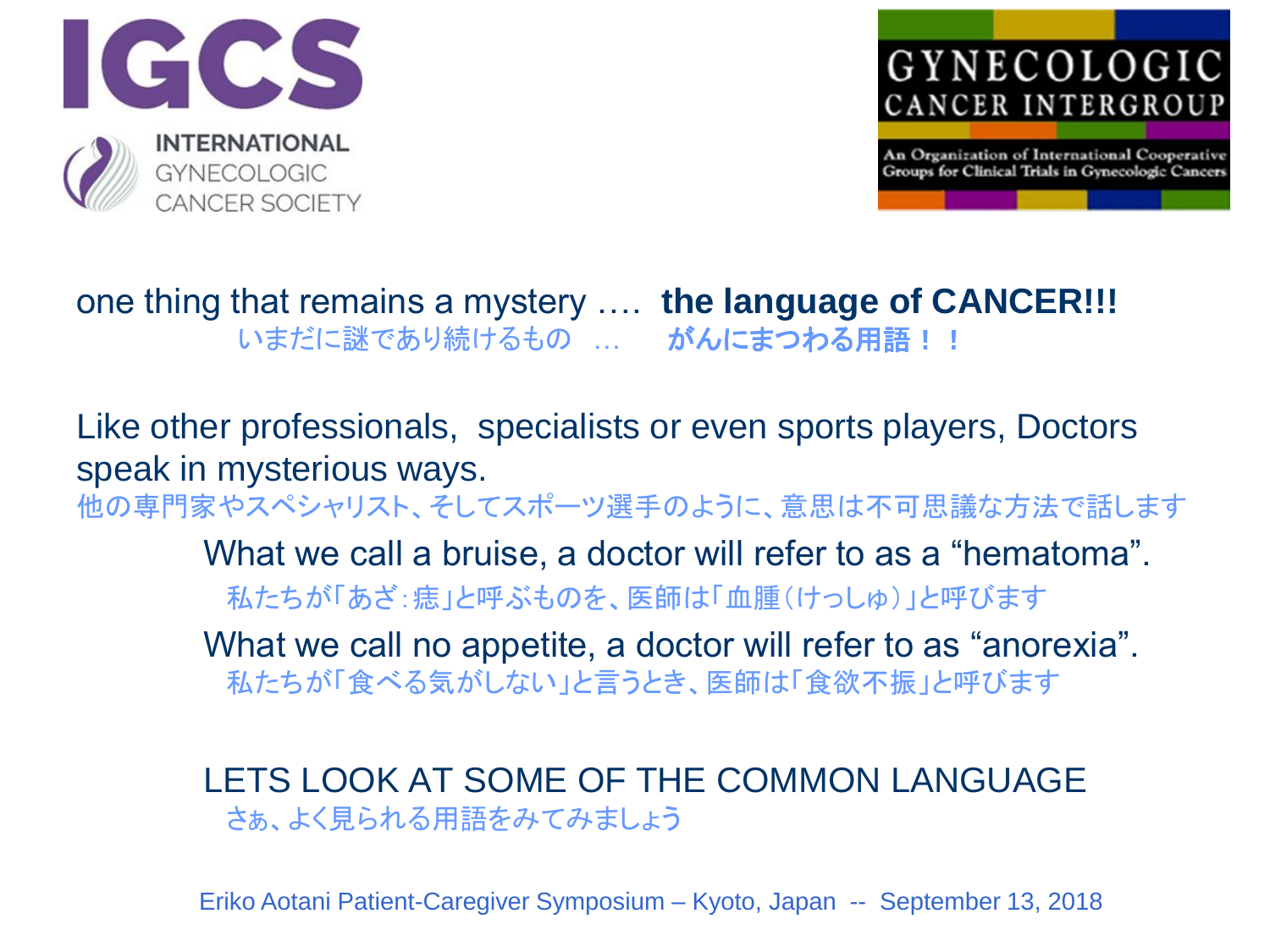IGCS
INTERNATIONAL GYNECOLOGIC CANCER SOCIETY

GYNECOLOGIC CANCER INTERGROUP
An Organization of International Cooperative Groups for Clinical Trials in Gynecologic Cancers

one thing that remains a mystery …. **the language of CANCER!!!**
いまだに謎であり続けるもの … **がんにまつわる用語！！**

Like other professionals, specialists or even sports players, Doctors speak in mysterious ways.
他の専門家やスペシャリスト、そしてスポーツ選手のように、意思は不可思議な方法で話します

What we call a bruise, a doctor will refer to as a “hematoma”.
私たちが「あざ：痣」と呼ぶものを、医師は「血腫（けっしゅ）」と呼びます

What we call no appetite, a doctor will refer to as “anorexia”.
私たちが「食べる気がしない」と言うとき、医師は「食欲不振」と呼びます

LETS LOOK AT SOME OF THE COMMON LANGUAGE
さぁ、よく見られる用語をみてみましょう

Eriko Aotani Patient-Caregiver Symposium – Kyoto, Japan -- September 13, 2018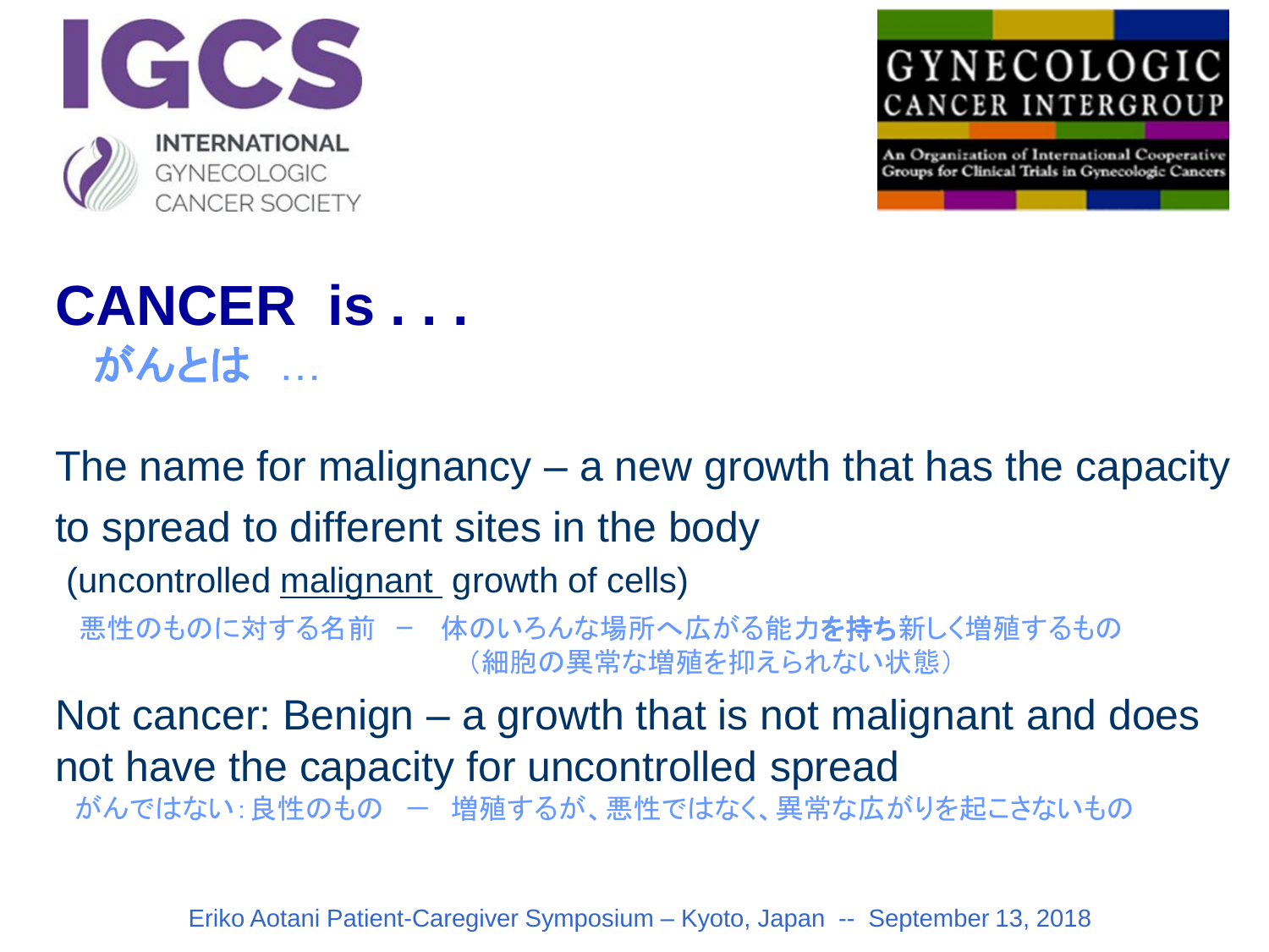# CANCER is . . .

## がんとは …

The name for malignancy – a new growth that has the capacity to spread to different sites in the body

(uncontrolled malignant growth of cells)

悪性のものに対する名前 － 体のいろんな場所へ広がる能力**を持ち**新しく増殖するもの
（細胞の異常な増殖を抑えられない状態）

Not cancer: Benign – a growth that is not malignant and does not have the capacity for uncontrolled spread

がんではない：良性のもの － 増殖するが、悪性ではなく、異常な広がりを起こさないもの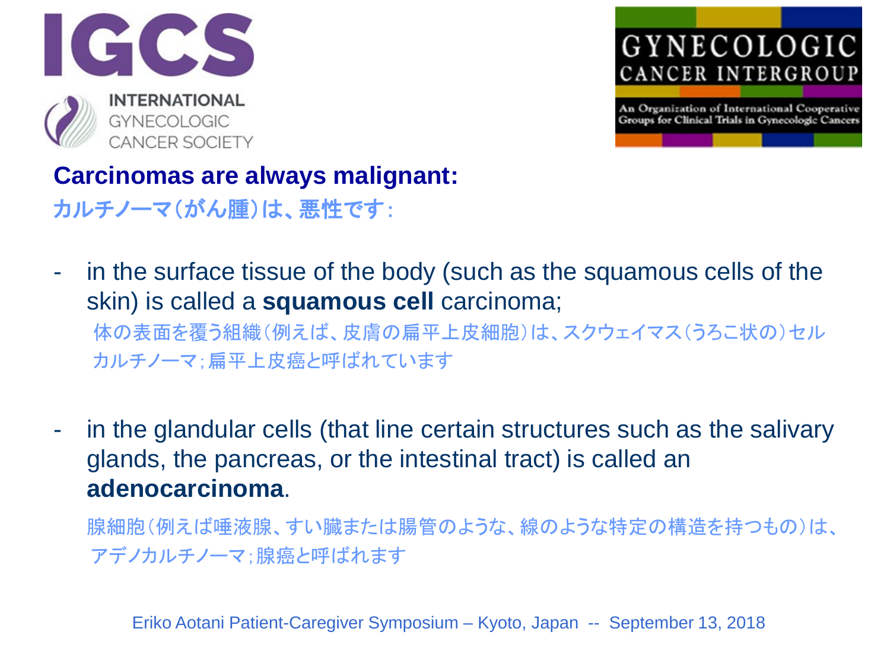## Carcinomas are always malignant:

カルチノーマ(がん腫)は、悪性です:

- in the surface tissue of the body (such as the squamous cells of the skin) is called a **squamous cell** carcinoma;

  体の表面を覆う組織(例えば、皮膚の扁平上皮細胞)は、スクウェイマス(うろこ状の)セルカルチノーマ;扁平上皮癌と呼ばれています

- in the glandular cells (that line certain structures such as the salivary glands, the pancreas, or the intestinal tract) is called an **adenocarcinoma**.

  腺細胞(例えば唾液腺、すい臓または腸管のような、線のような特定の構造を持つもの)は、アデノカルチノーマ;腺癌と呼ばれます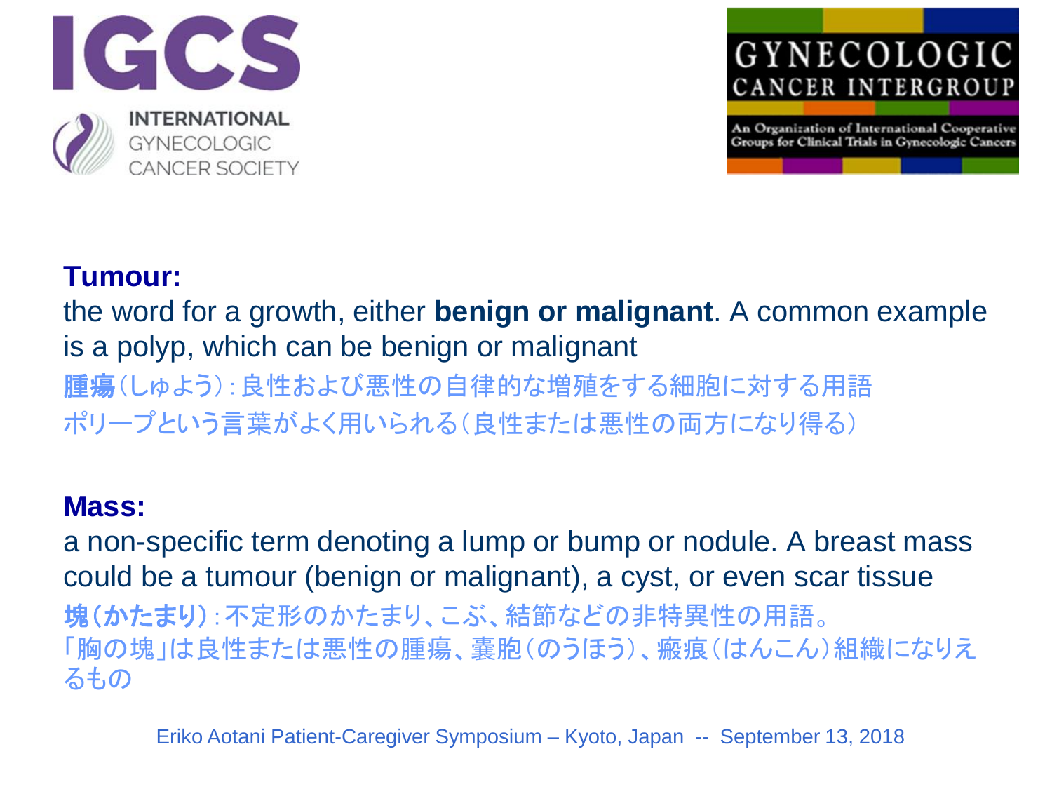**Tumour:**

the word for a growth, either **benign or malignant**. A common example is a polyp, which can be benign or malignant

**腫瘍**（しゅよう）：良性および悪性の自律的な増殖をする細胞に対する用語
ポリープという言葉がよく用いられる（良性または悪性の両方になり得る）

**Mass:**

a non-specific term denoting a lump or bump or nodule. A breast mass could be a tumour (benign or malignant), a cyst, or even scar tissue

**塊（かたまり）**：不定形のかたまり、こぶ、結節などの非特異性の用語。
「胸の塊」は良性または悪性の腫瘍、嚢胞（のうほう）、瘢痕（はんこん）組織になりえるもの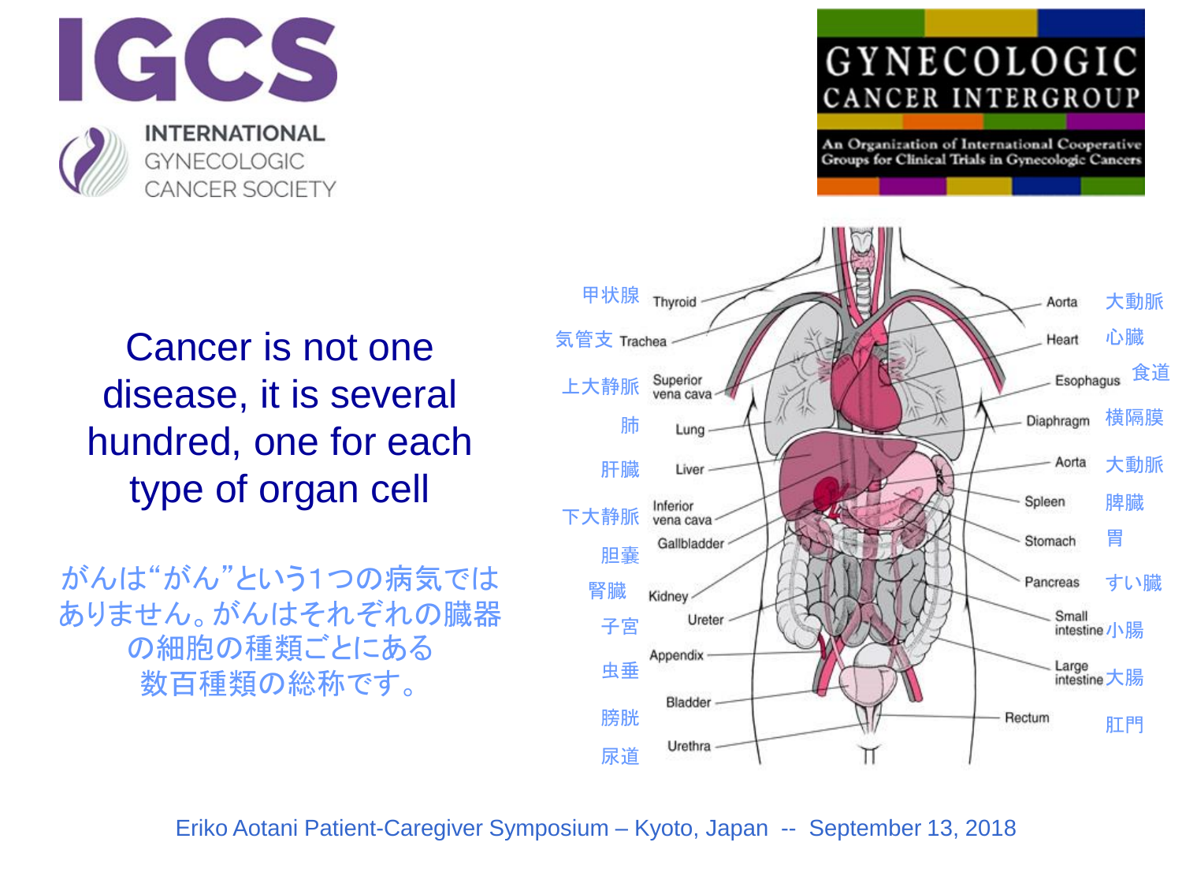IGCS

INTERNATIONAL GYNECOLOGIC CANCER SOCIETY

GYNECOLOGIC CANCER INTERGROUP

An Organization of International Cooperative Groups for Clinical Trials in Gynecologic Cancers

Cancer is not one disease, it is several hundred, one for each type of organ cell

がんは“がん”という1つの病気ではありません。がんはそれぞれの臓器の細胞の種類ごとにある数百種類の総称です。

| 甲状腺 | Thyroid | Aorta | 大動脈 |
|---|---|---|---|
| 気管支 | Trachea | Heart | 心臓 |
| 上大静脈 | Superior vena cava | Esophagus | 食道 |
| 肺 | Lung | Diaphragm | 横隔膜 |
| 肝臓 | Liver | Aorta | 大動脈 |
| 下大静脈 | Inferior vena cava | Spleen | 脾臓 |
| 胆嚢 | Gallbladder | Stomach | 胃 |
| 腎臓 | Kidney | Pancreas | すい臓 |
| 子宮 | Ureter | Small intestine | 小腸 |
| 虫垂 | Appendix | Large intestine | 大腸 |
| 膀胱 | Bladder | Rectum | 肛門 |
| 尿道 | Urethra | | |

Eriko Aotani Patient-Caregiver Symposium – Kyoto, Japan -- September 13, 2018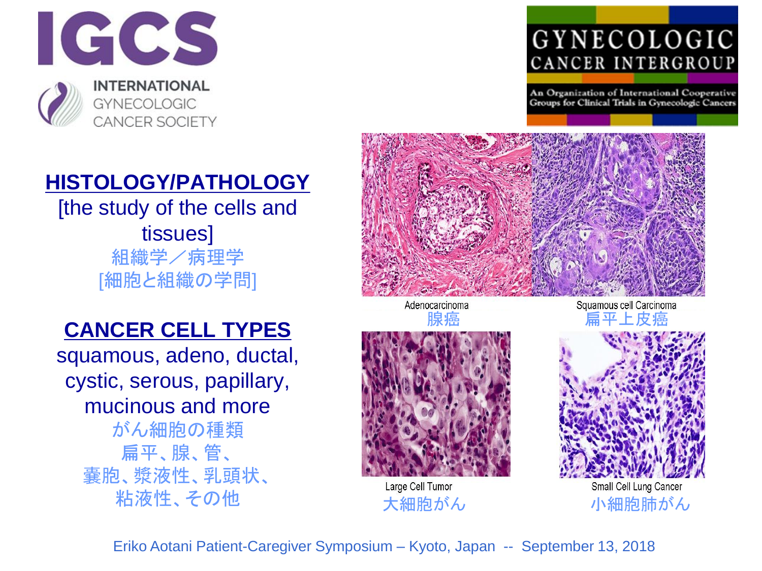IGCS

INTERNATIONAL GYNECOLOGIC CANCER SOCIETY

GYNECOLOGIC CANCER INTERGROUP

An Organization of International Cooperative Groups for Clinical Trials in Gynecologic Cancers

## HISTOLOGY/PATHOLOGY

[the study of the cells and tissues]

組織学／病理学

[細胞と組織の学問]

## CANCER CELL TYPES

squamous, adeno, ductal, cystic, serous, papillary, mucinous and more

がん細胞の種類

扁平、腺、管、

嚢胞、漿液性、乳頭状、

粘液性、その他

Adenocarcinoma
腺癌

Squamous cell Carcinoma
扁平上皮癌

Large Cell Tumor
大細胞がん

Small Cell Lung Cancer
小細胞肺がん

Eriko Aotani Patient-Caregiver Symposium – Kyoto, Japan -- September 13, 2018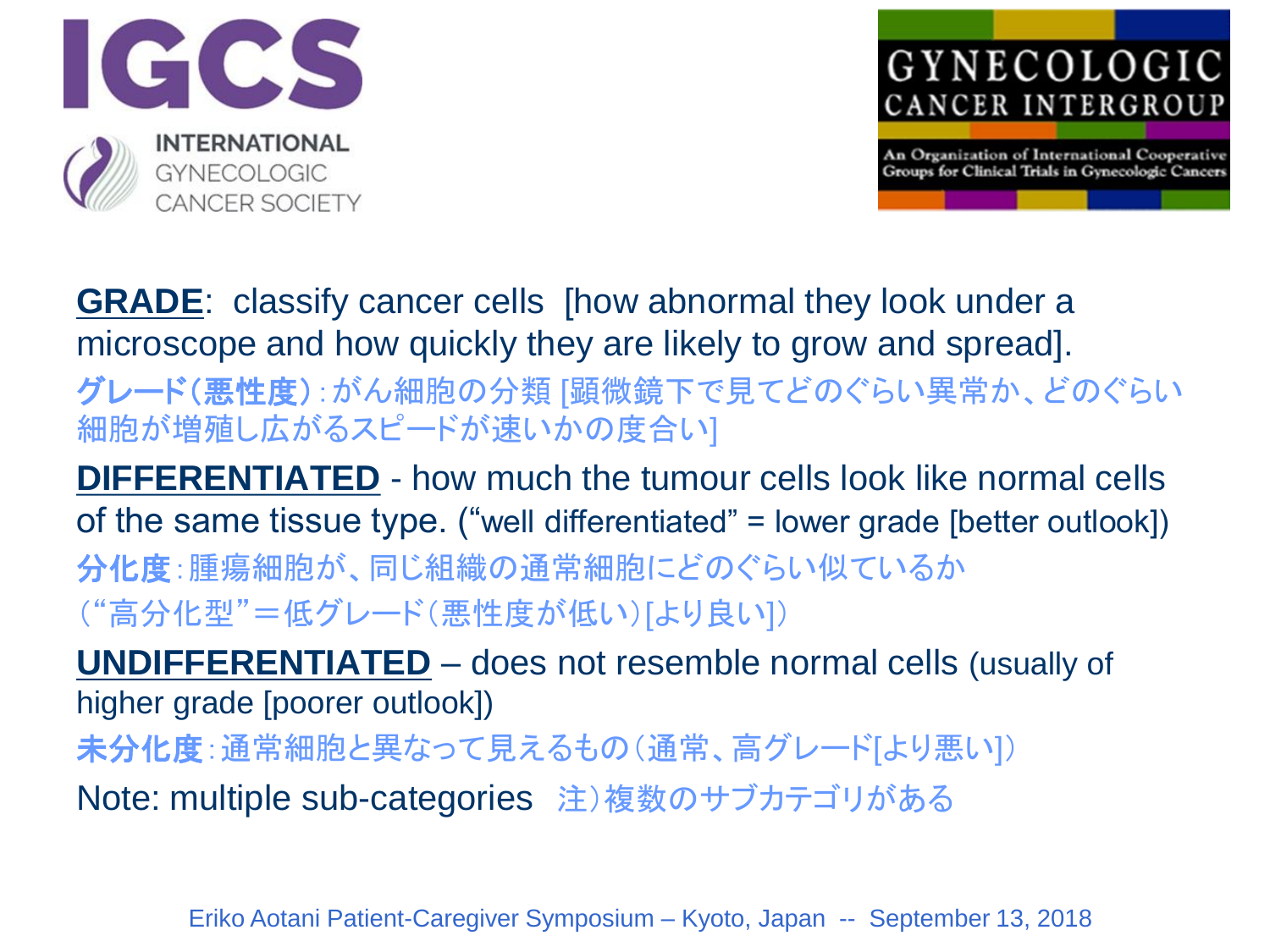**GRADE**: classify cancer cells [how abnormal they look under a microscope and how quickly they are likely to grow and spread].

**グレード（悪性度）**：がん細胞の分類 [顕微鏡下で見てどのぐらい異常か、どのぐらい細胞が増殖し広がるスピードが速いかの度合い]

**DIFFERENTIATED** - how much the tumour cells look like normal cells of the same tissue type. ("well differentiated" = lower grade [better outlook])

**分化度**：腫瘍細胞が、同じ組織の通常細胞にどのぐらい似ているか（"高分化型"＝低グレード（悪性度が低い）[より良い]）

**UNDIFFERENTIATED** – does not resemble normal cells (usually of higher grade [poorer outlook])

**未分化度**：通常細胞と異なって見えるもの（通常、高グレード[より悪い]）

Note: multiple sub-categories 注）複数のサブカテゴリがある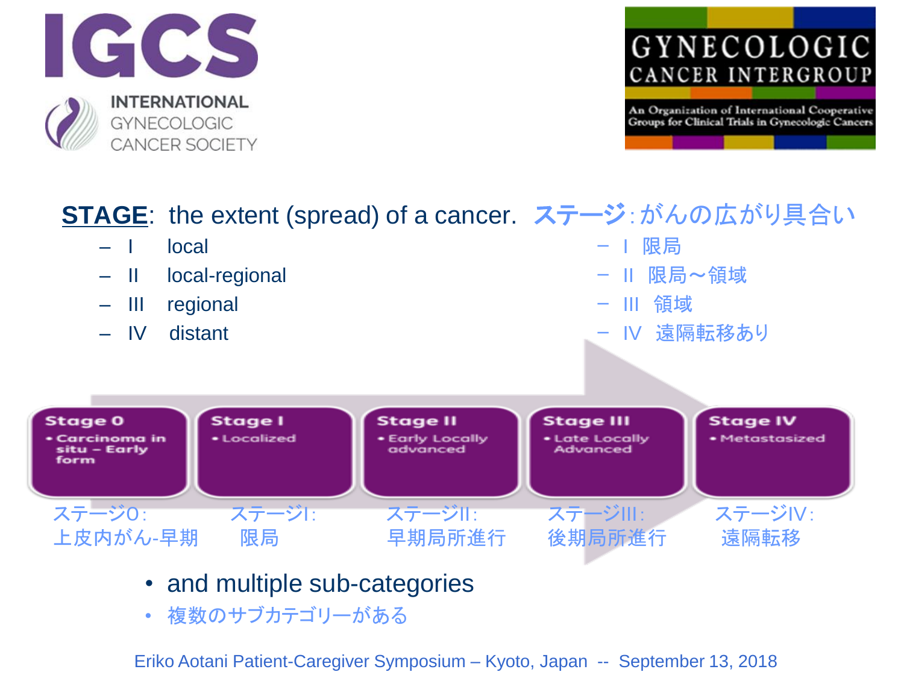IGCS INTERNATIONAL GYNECOLOGIC CANCER SOCIETY

GYNECOLOGIC CANCER INTERGROUP
An Organization of International Cooperative Groups for Clinical Trials in Gynecologic Cancers

**STAGE**: the extent (spread) of a cancer. **ステージ**:がんの広がり具合い

- I local
- II local-regional
- III regional
- IV distant

- I 限局
- II 限局～領域
- III 領域
- IV 遠隔転移あり

| Stage 0 | Stage I | Stage II | Stage III | Stage IV |
|---|---|---|---|---|
| • Carcinoma in situ – Early form | • Localized | • Early Locally advanced | • Late Locally Advanced | • Metastasized |
| ステージ0:上皮内がん-早期 | ステージI:限局 | ステージII:早期局所進行 | ステージIII:後期局所進行 | ステージIV:遠隔転移 |

- and multiple sub-categories
- 複数のサブカテゴリーがある

Eriko Aotani Patient-Caregiver Symposium – Kyoto, Japan -- September 13, 2018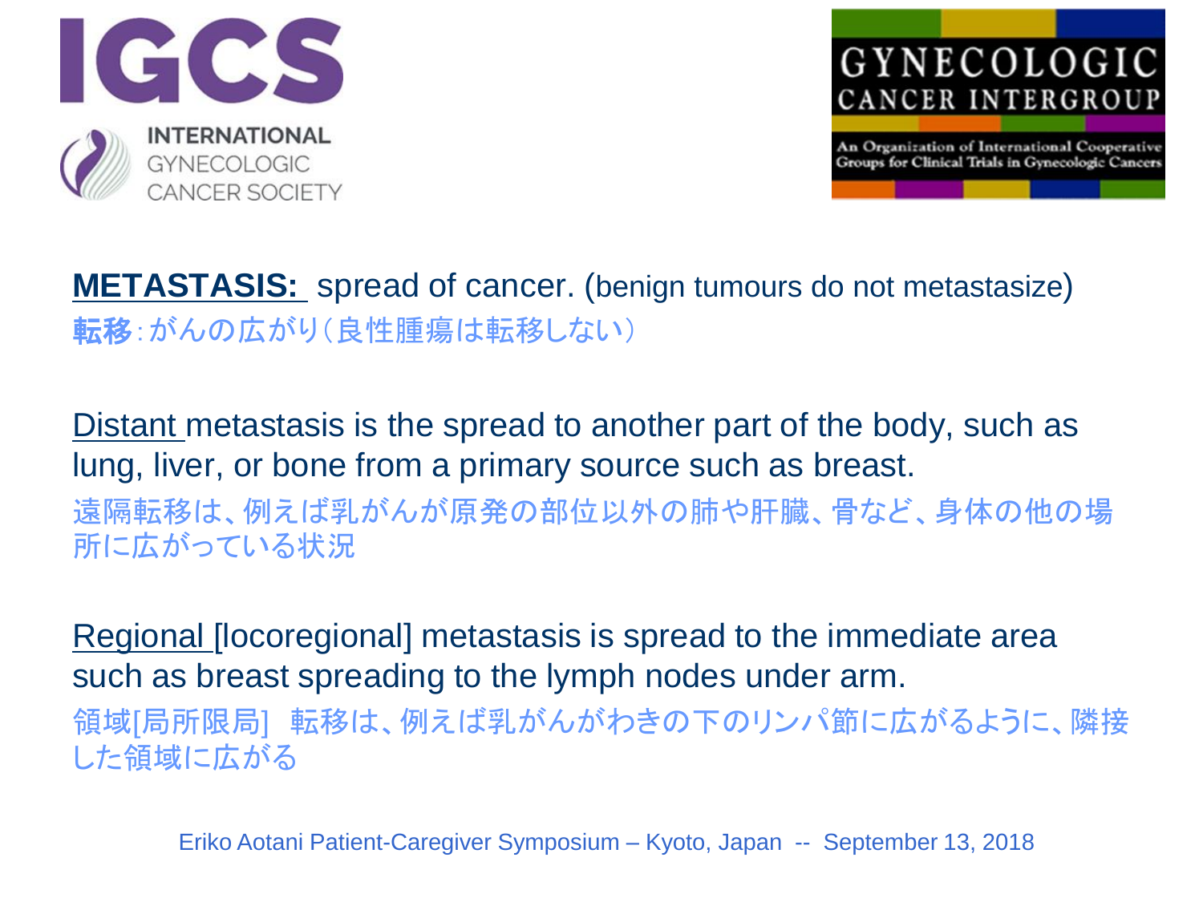**METASTASIS:** spread of cancer. (benign tumours do not metastasize)
**転移**：がんの広がり（良性腫瘍は転移しない）

Distant metastasis is the spread to another part of the body, such as lung, liver, or bone from a primary source such as breast.
遠隔転移は、例えば乳がんが原発の部位以外の肺や肝臓、骨など、身体の他の場所に広がっている状況

Regional [locoregional] metastasis is spread to the immediate area such as breast spreading to the lymph nodes under arm.
領域[局所限局] 転移は、例えば乳がんがわきの下のリンパ節に広がるように、隣接した領域に広がる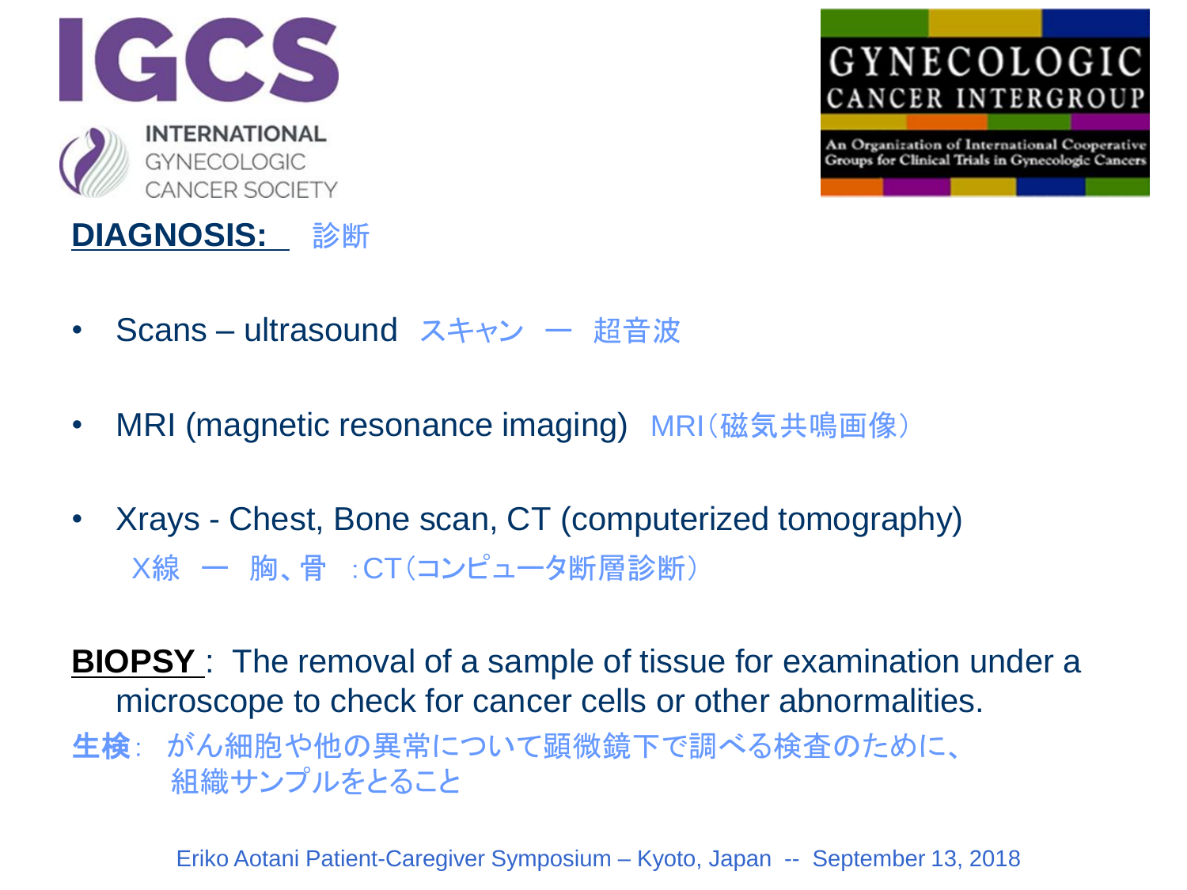## DIAGNOSIS: 診断

- Scans – ultrasound スキャン ー 超音波
- MRI (magnetic resonance imaging) MRI（磁気共鳴画像）
- Xrays - Chest, Bone scan, CT (computerized tomography)
  X線 ー 胸、骨 :CT（コンピュータ断層診断）

**BIOPSY** : The removal of a sample of tissue for examination under a microscope to check for cancer cells or other abnormalities.

**生検**: がん細胞や他の異常について顕微鏡下で調べる検査のために、組織サンプルをとること

Eriko Aotani Patient-Caregiver Symposium – Kyoto, Japan -- September 13, 2018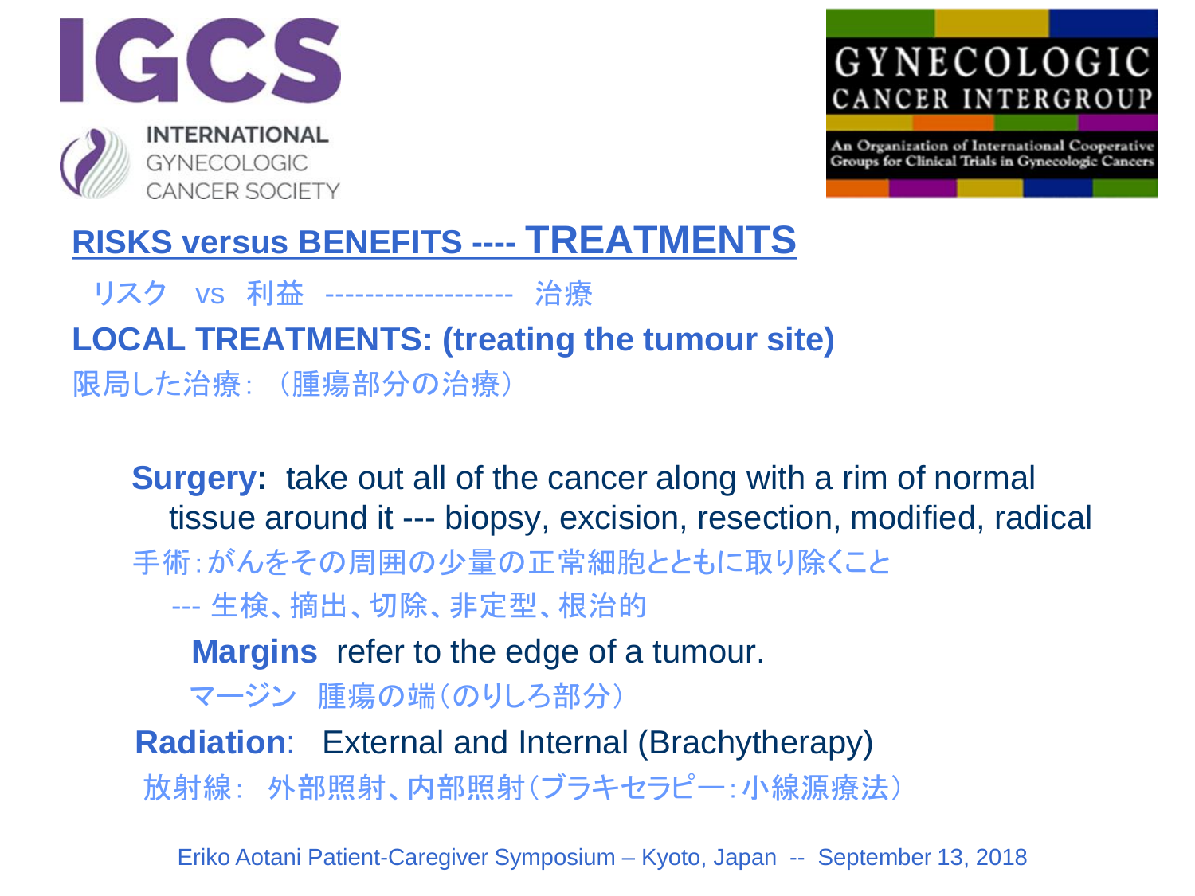IGCS INTERNATIONAL GYNECOLOGIC CANCER SOCIETY

GYNECOLOGIC CANCER INTERGROUP

An Organization of International Cooperative Groups for Clinical Trials in Gynecologic Cancers

## RISKS versus BENEFITS ---- TREATMENTS

リスク　vs　利益　------------------　治療

### LOCAL TREATMENTS: (treating the tumour site)

限局した治療：（腫瘍部分の治療）

**Surgery:** take out all of the cancer along with a rim of normal tissue around it --- biopsy, excision, resection, modified, radical

手術：がんをその周囲の少量の正常細胞とともに取り除くこと

--- 生検、摘出、切除、非定型、根治的

**Margins** refer to the edge of a tumour.

マージン　腫瘍の端（のりしろ部分）

**Radiation**: External and Internal (Brachytherapy)

放射線：　外部照射、内部照射（ブラキセラピー：小線源療法）

Eriko Aotani Patient-Caregiver Symposium – Kyoto, Japan -- September 13, 2018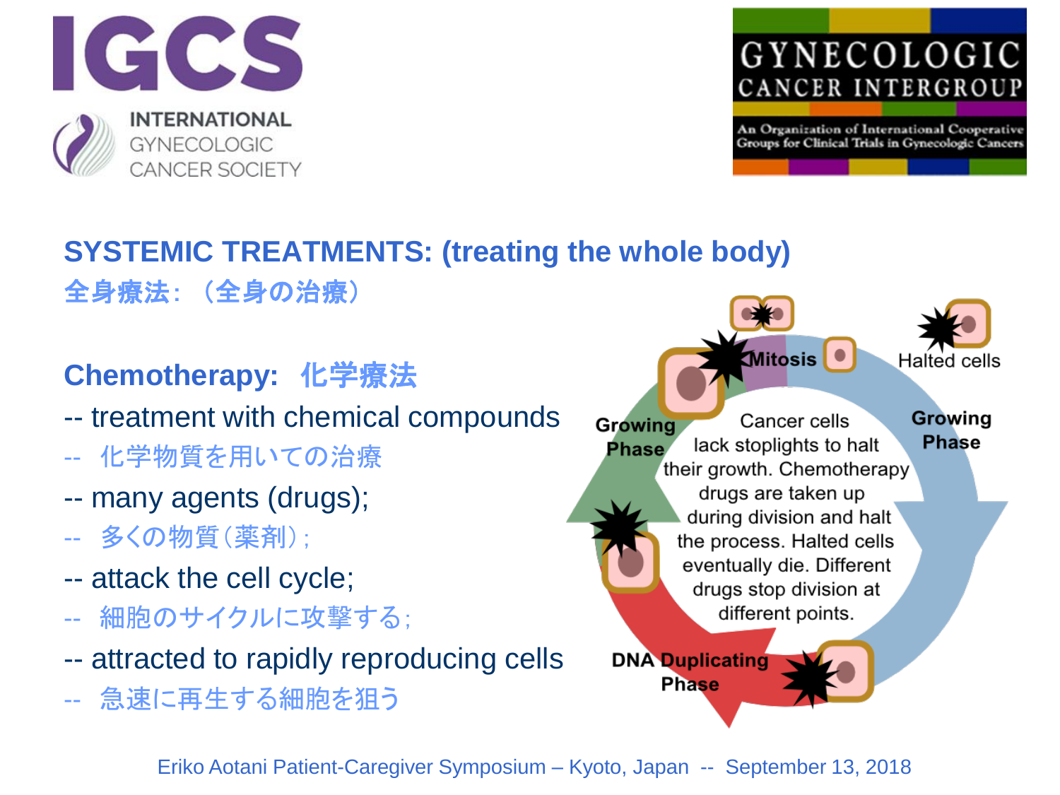## SYSTEMIC TREATMENTS: (treating the whole body)

全身療法：（全身の治療）

### Chemotherapy: 化学療法

- -- treatment with chemical compounds
- -- 化学物質を用いての治療
- -- many agents (drugs);
- -- 多くの物質（薬剤）;
- -- attack the cell cycle;
- -- 細胞のサイクルに攻撃する;
- -- attracted to rapidly reproducing cells
- -- 急速に再生する細胞を狙う

Mitosis

Halted cells

Growing Phase

Growing Phase

DNA Duplicating Phase

Cancer cells lack stoplights to halt their growth. Chemotherapy drugs are taken up during division and halt the process. Halted cells eventually die. Different drugs stop division at different points.

Eriko Aotani Patient-Caregiver Symposium – Kyoto, Japan -- September 13, 2018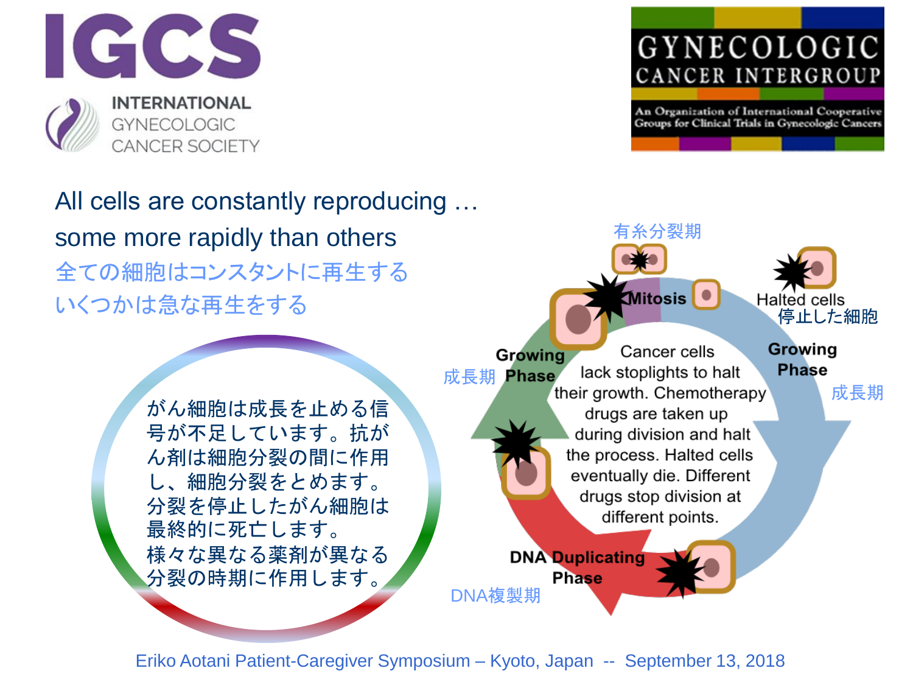All cells are constantly reproducing …
some more rapidly than others

全ての細胞はコンスタントに再生する
いくつかは急な再生をする

がん細胞は成長を止める信号が不足しています。抗がん剤は細胞分裂の間に作用し、細胞分裂をとめます。
分裂を停止したがん細胞は最終的に死亡します。
様々な異なる薬剤が異なる分裂の時期に作用します。

有糸分裂期

**Mitosis**

Halted cells
停止した細胞

**Growing Phase**
成長期

**Growing Phase**
成長期

Cancer cells lack stoplights to halt their growth. Chemotherapy drugs are taken up during division and halt the process. Halted cells eventually die. Different drugs stop division at different points.

**DNA Duplicating Phase**
DNA複製期

Eriko Aotani Patient-Caregiver Symposium – Kyoto, Japan -- September 13, 2018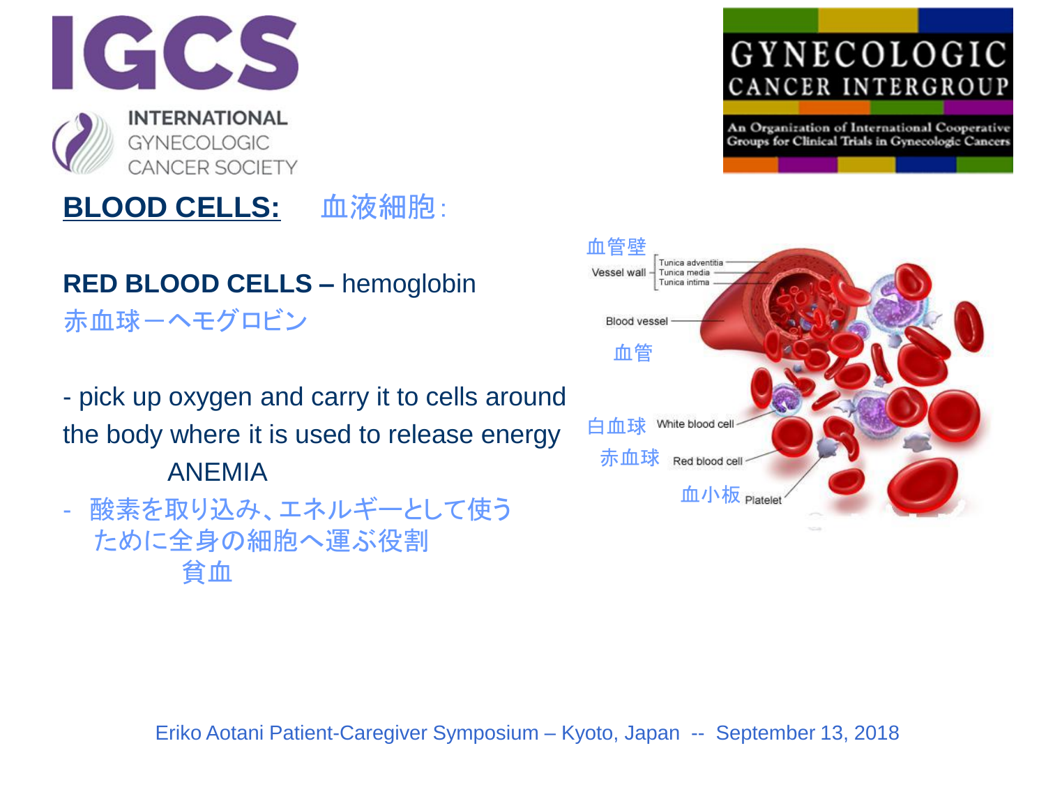## BLOOD CELLS:　血液細胞:

**RED BLOOD CELLS –** hemoglobin

赤血球ーヘモグロビン

- pick up oxygen and carry it to cells around the body where it is used to release energy

  ANEMIA

- 酸素を取り込み、エネルギーとして使うために全身の細胞へ運ぶ役割

  貧血

血管壁 Vessel wall
- Tunica adventitia
- Tunica media
- Tunica intima

Blood vessel 血管

白血球 White blood cell

赤血球 Red blood cell

血小板 Platelet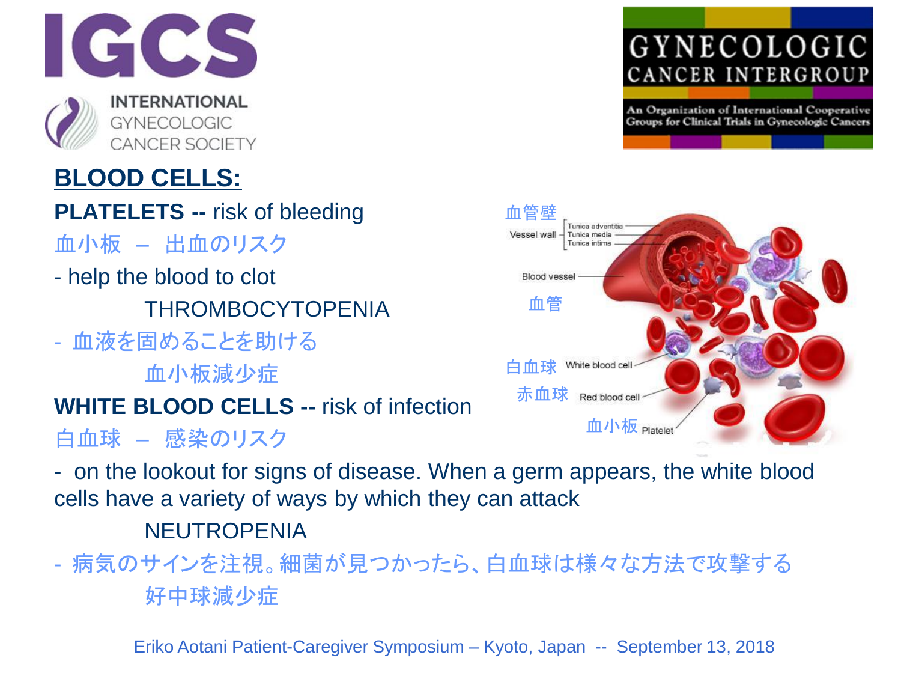## BLOOD CELLS:

**PLATELETS --** risk of bleeding

血小板 – 出血のリスク

- help the blood to clot

  THROMBOCYTOPENIA

- 血液を固めることを助ける

  血小板減少症

**WHITE BLOOD CELLS --** risk of infection

白血球 – 感染のリスク

- on the lookout for signs of disease. When a germ appears, the white blood cells have a variety of ways by which they can attack

  NEUTROPENIA

- 病気のサインを注視。細菌が見つかったら、白血球は様々な方法で攻撃する

  好中球減少症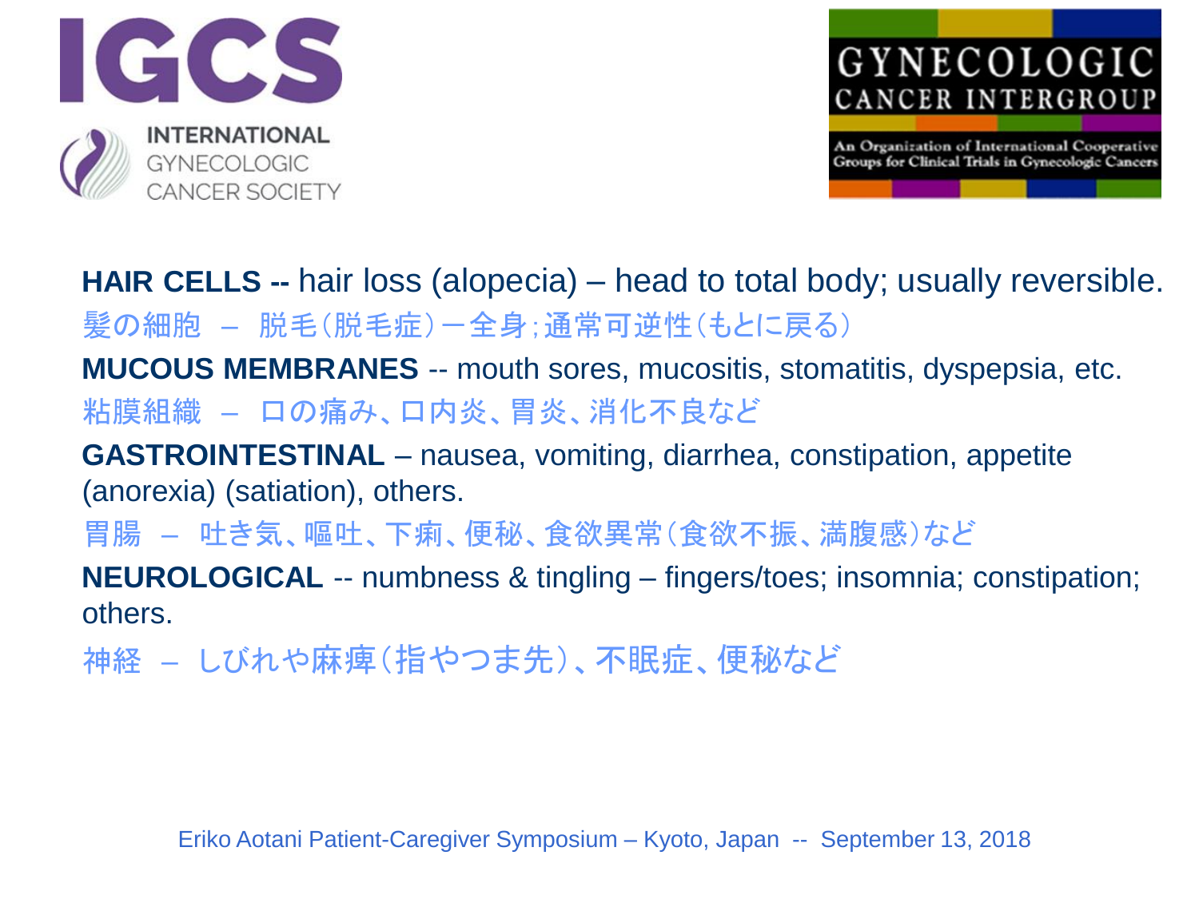**HAIR CELLS --** hair loss (alopecia) – head to total body; usually reversible.

髪の細胞　–　脱毛（脱毛症）ー全身；通常可逆性（もとに戻る）

**MUCOUS MEMBRANES** -- mouth sores, mucositis, stomatitis, dyspepsia, etc.

粘膜組織　–　口の痛み、口内炎、胃炎、消化不良など

**GASTROINTESTINAL** – nausea, vomiting, diarrhea, constipation, appetite (anorexia) (satiation), others.

胃腸　–　吐き気、嘔吐、下痢、便秘、食欲異常（食欲不振、満腹感）など

**NEUROLOGICAL** -- numbness & tingling – fingers/toes; insomnia; constipation; others.

神経　–　しびれや麻痺（指やつま先）、不眠症、便秘など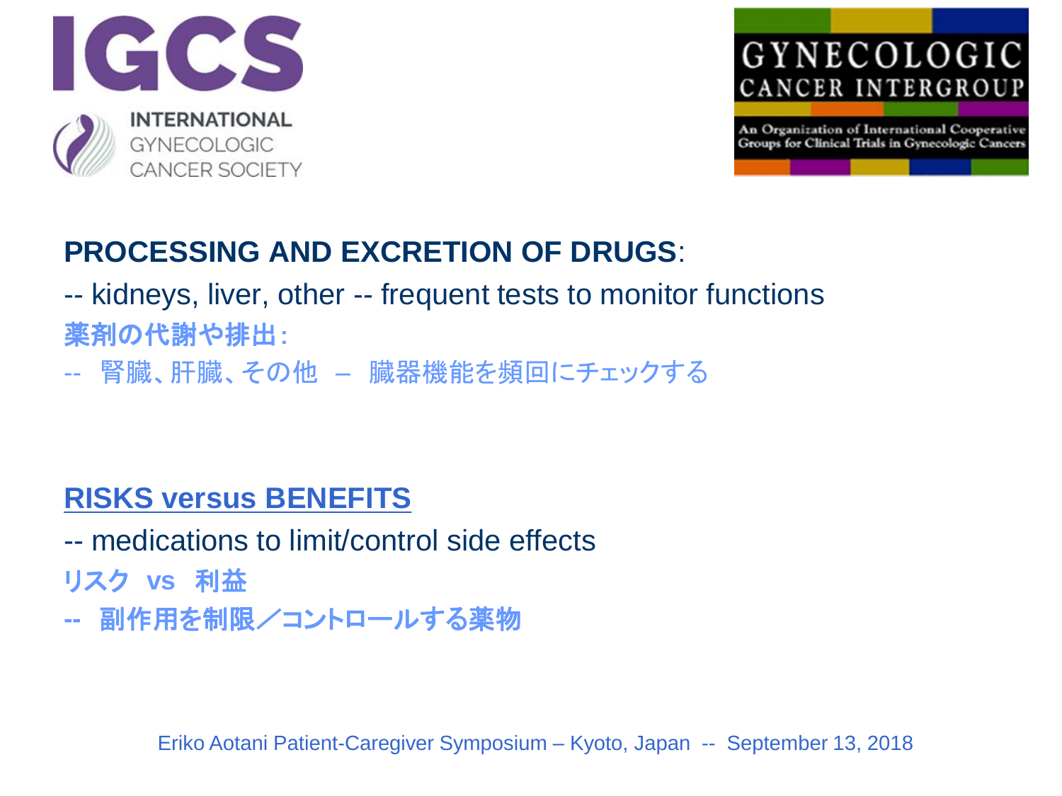**PROCESSING AND EXCRETION OF DRUGS**:

-- kidneys, liver, other -- frequent tests to monitor functions

**薬剤の代謝や排出**:

-- 腎臓、肝臓、その他 – 臓器機能を頻回にチェックする

## RISKS versus BENEFITS

-- medications to limit/control side effects

**リスク vs 利益**

**-- 副作用を制限／コントロールする薬物**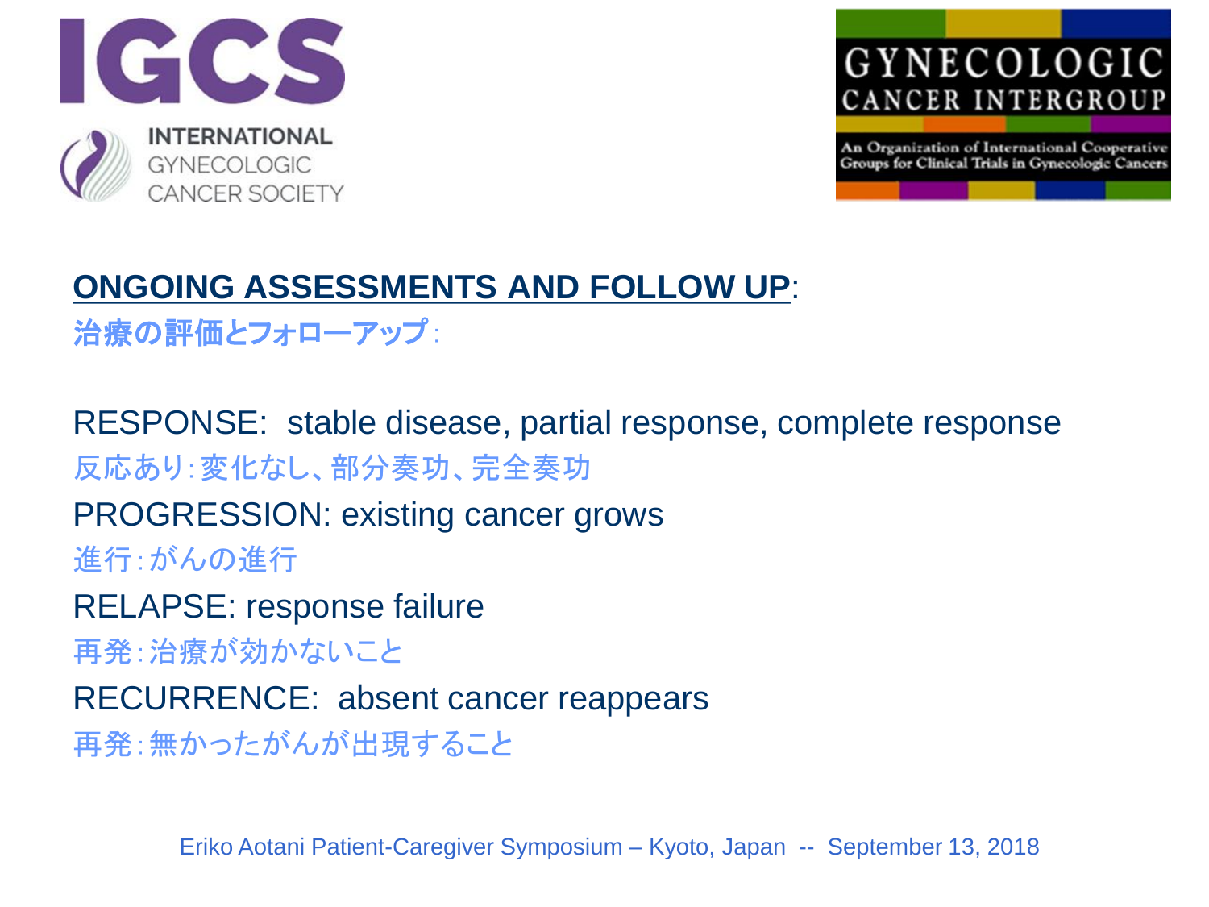IGCS

INTERNATIONAL GYNECOLOGIC CANCER SOCIETY

GYNECOLOGIC CANCER INTERGROUP

An Organization of International Cooperative Groups for Clinical Trials in Gynecologic Cancers

## ONGOING ASSESSMENTS AND FOLLOW UP:

治療の評価とフォローアップ:

RESPONSE: stable disease, partial response, complete response

反応あり:変化なし、部分奏功、完全奏功

PROGRESSION: existing cancer grows

進行:がんの進行

RELAPSE: response failure

再発:治療が効かないこと

RECURRENCE: absent cancer reappears

再発:無かったがんが出現すること

Eriko Aotani Patient-Caregiver Symposium – Kyoto, Japan -- September 13, 2018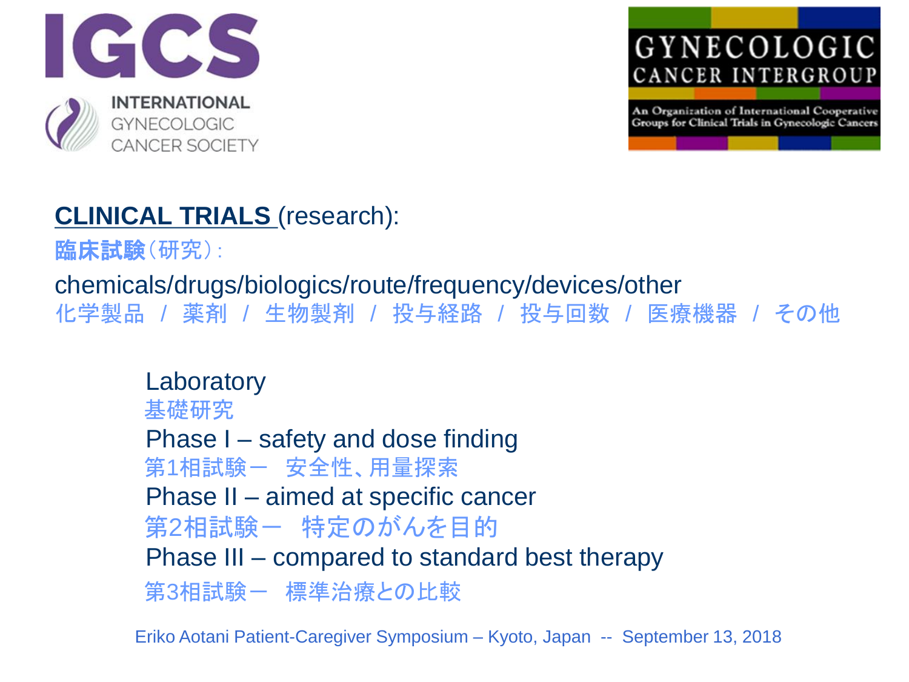IGCS

INTERNATIONAL GYNECOLOGIC CANCER SOCIETY

GYNECOLOGIC CANCER INTERGROUP

An Organization of International Cooperative Groups for Clinical Trials in Gynecologic Cancers

**CLINICAL TRIALS** (research):

**臨床試験**（研究）:

chemicals/drugs/biologics/route/frequency/devices/other

化学製品 / 薬剤 / 生物製剤 / 投与経路 / 投与回数 / 医療機器 / その他

Laboratory
基礎研究
Phase I – safety and dose finding
第1相試験ー　安全性、用量探索
Phase II – aimed at specific cancer
第2相試験ー　特定のがんを目的
Phase III – compared to standard best therapy
第3相試験ー　標準治療との比較

Eriko Aotani Patient-Caregiver Symposium – Kyoto, Japan -- September 13, 2018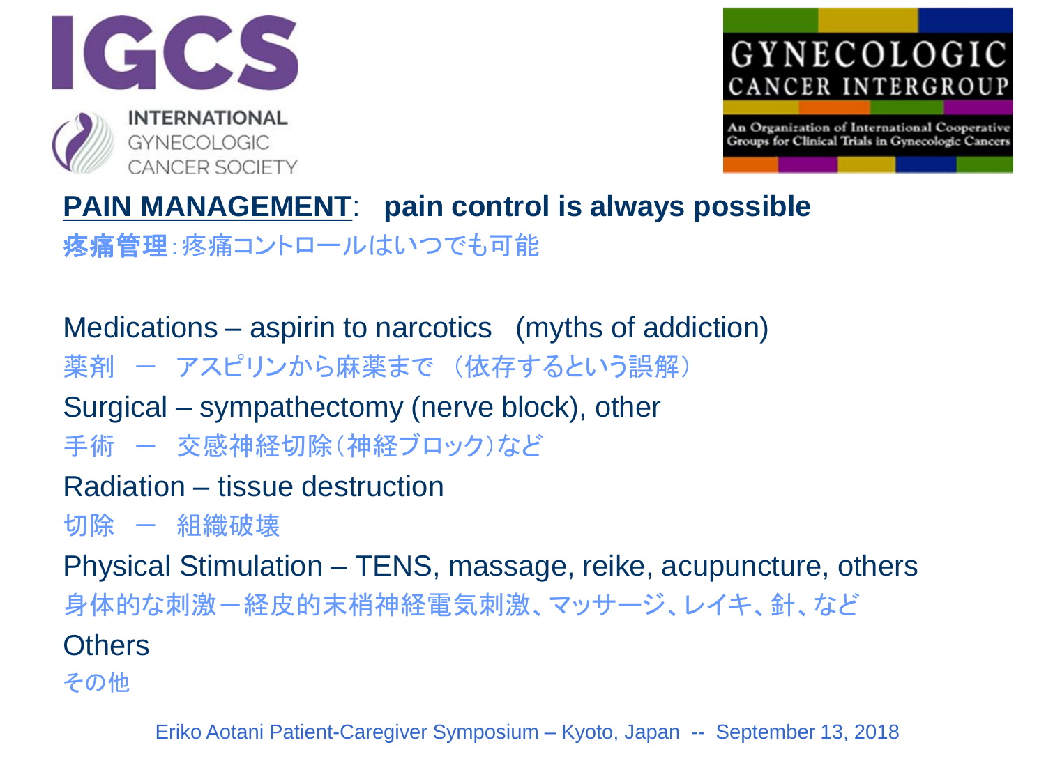## **PAIN MANAGEMENT**: pain control is always possible

**疼痛管理**：疼痛コントロールはいつでも可能

Medications – aspirin to narcotics (myths of addiction)

薬剤 ー アスピリンから麻薬まで （依存するという誤解）

Surgical – sympathectomy (nerve block), other

手術 ー 交感神経切除（神経ブロック）など

Radiation – tissue destruction

切除 ー 組織破壊

Physical Stimulation – TENS, massage, reike, acupuncture, others

身体的な刺激ー経皮的末梢神経電気刺激、マッサージ、レイキ、針、など

Others

その他

Eriko Aotani Patient-Caregiver Symposium – Kyoto, Japan -- September 13, 2018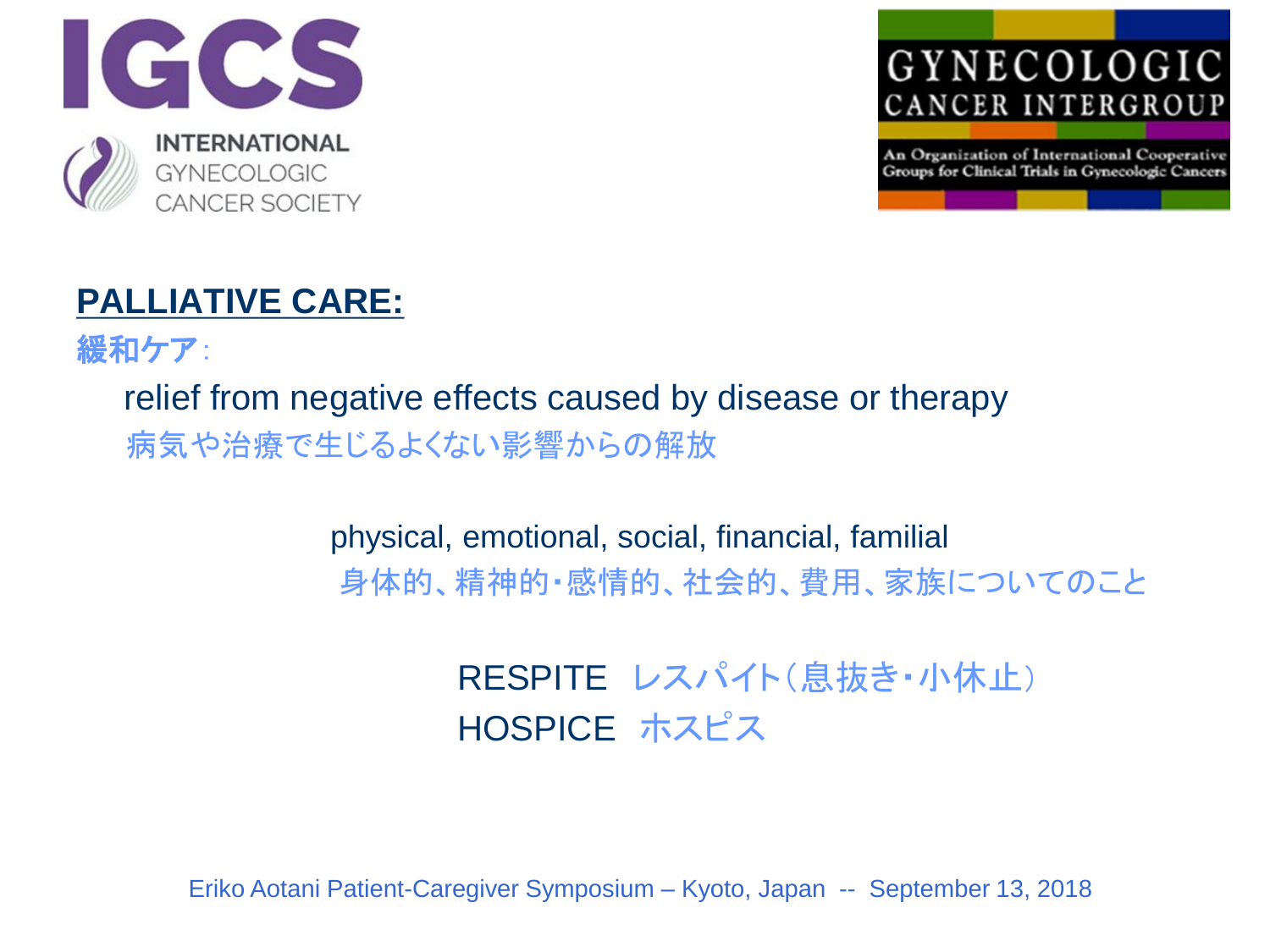INTERNATIONAL GYNECOLOGIC CANCER SOCIETY

GYNECOLOGIC CANCER INTERGROUP

An Organization of International Cooperative Groups for Clinical Trials in Gynecologic Cancers

## PALLIATIVE CARE:

緩和ケア：

relief from negative effects caused by disease or therapy

病気や治療で生じるよくない影響からの解放

physical, emotional, social, financial, familial

身体的、精神的・感情的、社会的、費用、家族についてのこと

RESPITE レスパイト（息抜き・小休止）

HOSPICE ホスピス

Eriko Aotani Patient-Caregiver Symposium – Kyoto, Japan -- September 13, 2018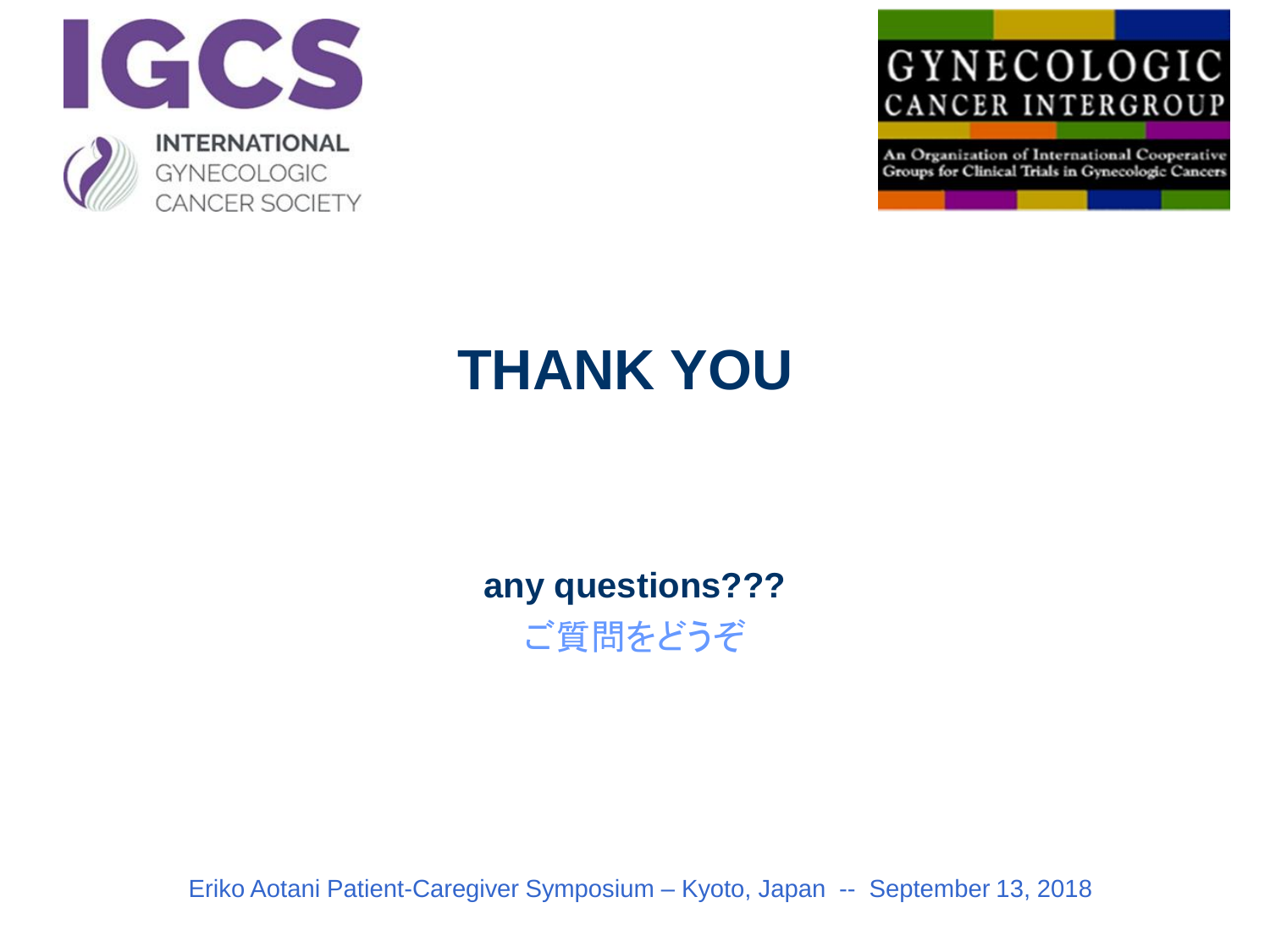IGCS

INTERNATIONAL GYNECOLOGIC CANCER SOCIETY

GYNECOLOGIC CANCER INTERGROUP

An Organization of International Cooperative Groups for Clinical Trials in Gynecologic Cancers

# THANK YOU

**any questions???**

ご質問をどうぞ

Eriko Aotani Patient-Caregiver Symposium – Kyoto, Japan -- September 13, 2018